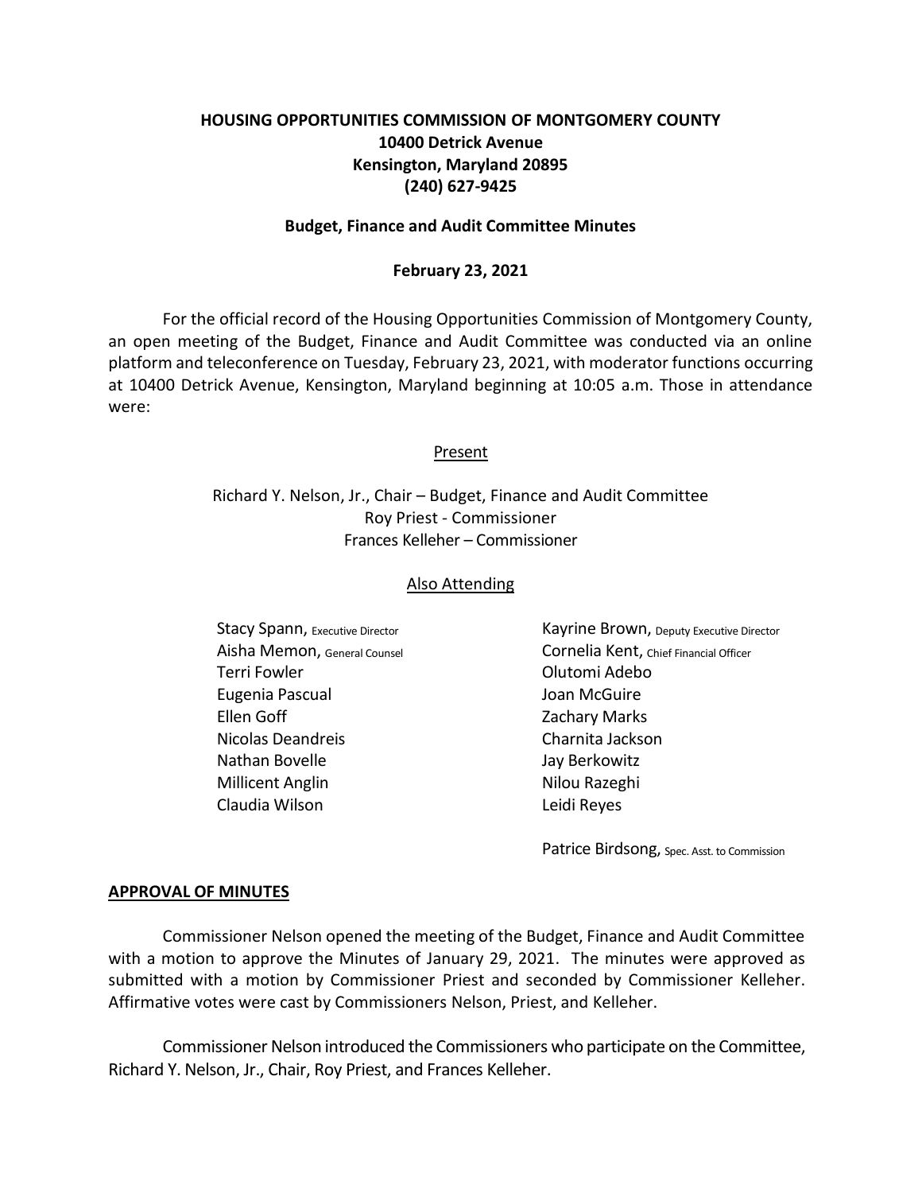**HOUSING OPPORTUNITIES COMMISSION OF MONTGOMERY COUNTY**
**10400 Detrick Avenue**
**Kensington, Maryland 20895**
**(240) 627-9425**

**Budget, Finance and Audit Committee Minutes**

**February 23, 2021**

For the official record of the Housing Opportunities Commission of Montgomery County, an open meeting of the Budget, Finance and Audit Committee was conducted via an online platform and teleconference on Tuesday, February 23, 2021, with moderator functions occurring at 10400 Detrick Avenue, Kensington, Maryland beginning at 10:05 a.m. Those in attendance were:

Present

Richard Y. Nelson, Jr., Chair – Budget, Finance and Audit Committee
Roy Priest - Commissioner
Frances Kelleher – Commissioner

Also Attending

Stacy Spann, Executive Director
Kayrine Brown, Deputy Executive Director
Aisha Memon, General Counsel
Cornelia Kent, Chief Financial Officer
Terri Fowler
Olutomi Adebo
Eugenia Pascual
Joan McGuire
Ellen Goff
Zachary Marks
Nicolas Deandreis
Charnita Jackson
Nathan Bovelle
Jay Berkowitz
Millicent Anglin
Nilou Razeghi
Claudia Wilson
Leidi Reyes

Patrice Birdsong, Spec. Asst. to Commission

**APPROVAL OF MINUTES**

Commissioner Nelson opened the meeting of the Budget, Finance and Audit Committee with a motion to approve the Minutes of January 29, 2021. The minutes were approved as submitted with a motion by Commissioner Priest and seconded by Commissioner Kelleher. Affirmative votes were cast by Commissioners Nelson, Priest, and Kelleher.

Commissioner Nelson introduced the Commissioners who participate on the Committee, Richard Y. Nelson, Jr., Chair, Roy Priest, and Frances Kelleher.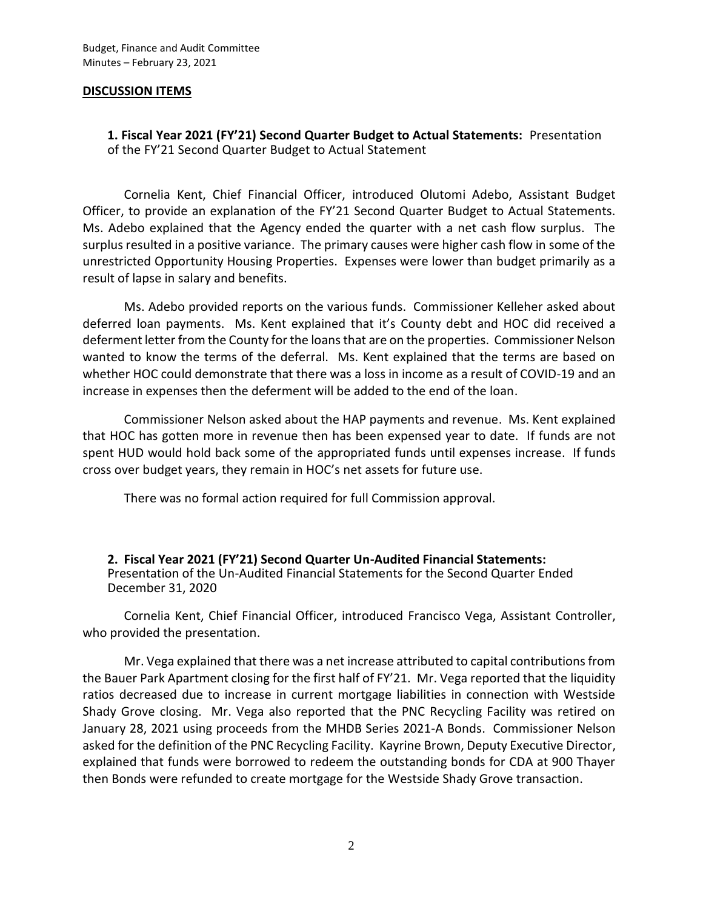## DISCUSSION ITEMS

**1. Fiscal Year 2021 (FY'21) Second Quarter Budget to Actual Statements:** Presentation of the FY'21 Second Quarter Budget to Actual Statement

Cornelia Kent, Chief Financial Officer, introduced Olutomi Adebo, Assistant Budget Officer, to provide an explanation of the FY'21 Second Quarter Budget to Actual Statements. Ms. Adebo explained that the Agency ended the quarter with a net cash flow surplus. The surplus resulted in a positive variance. The primary causes were higher cash flow in some of the unrestricted Opportunity Housing Properties. Expenses were lower than budget primarily as a result of lapse in salary and benefits.

Ms. Adebo provided reports on the various funds. Commissioner Kelleher asked about deferred loan payments. Ms. Kent explained that it's County debt and HOC did received a deferment letter from the County for the loans that are on the properties. Commissioner Nelson wanted to know the terms of the deferral. Ms. Kent explained that the terms are based on whether HOC could demonstrate that there was a loss in income as a result of COVID-19 and an increase in expenses then the deferment will be added to the end of the loan.

Commissioner Nelson asked about the HAP payments and revenue. Ms. Kent explained that HOC has gotten more in revenue then has been expensed year to date. If funds are not spent HUD would hold back some of the appropriated funds until expenses increase. If funds cross over budget years, they remain in HOC's net assets for future use.

There was no formal action required for full Commission approval.

**2. Fiscal Year 2021 (FY'21) Second Quarter Un-Audited Financial Statements:** Presentation of the Un-Audited Financial Statements for the Second Quarter Ended December 31, 2020

Cornelia Kent, Chief Financial Officer, introduced Francisco Vega, Assistant Controller, who provided the presentation.

Mr. Vega explained that there was a net increase attributed to capital contributions from the Bauer Park Apartment closing for the first half of FY'21. Mr. Vega reported that the liquidity ratios decreased due to increase in current mortgage liabilities in connection with Westside Shady Grove closing. Mr. Vega also reported that the PNC Recycling Facility was retired on January 28, 2021 using proceeds from the MHDB Series 2021-A Bonds. Commissioner Nelson asked for the definition of the PNC Recycling Facility. Kayrine Brown, Deputy Executive Director, explained that funds were borrowed to redeem the outstanding bonds for CDA at 900 Thayer then Bonds were refunded to create mortgage for the Westside Shady Grove transaction.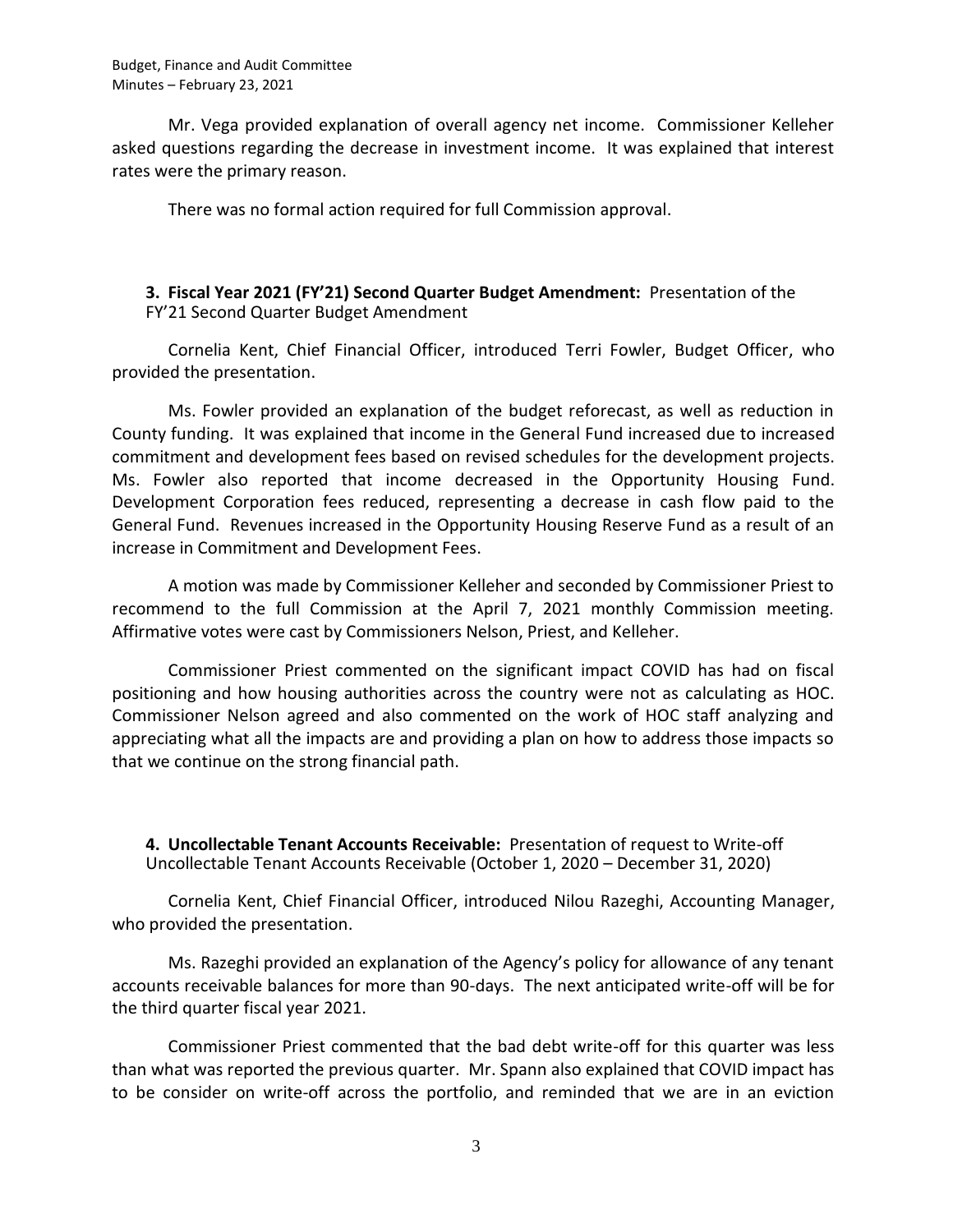Mr. Vega provided explanation of overall agency net income. Commissioner Kelleher asked questions regarding the decrease in investment income. It was explained that interest rates were the primary reason.

There was no formal action required for full Commission approval.

**3. Fiscal Year 2021 (FY'21) Second Quarter Budget Amendment:** Presentation of the FY'21 Second Quarter Budget Amendment

Cornelia Kent, Chief Financial Officer, introduced Terri Fowler, Budget Officer, who provided the presentation.

Ms. Fowler provided an explanation of the budget reforecast, as well as reduction in County funding. It was explained that income in the General Fund increased due to increased commitment and development fees based on revised schedules for the development projects. Ms. Fowler also reported that income decreased in the Opportunity Housing Fund. Development Corporation fees reduced, representing a decrease in cash flow paid to the General Fund. Revenues increased in the Opportunity Housing Reserve Fund as a result of an increase in Commitment and Development Fees.

A motion was made by Commissioner Kelleher and seconded by Commissioner Priest to recommend to the full Commission at the April 7, 2021 monthly Commission meeting. Affirmative votes were cast by Commissioners Nelson, Priest, and Kelleher.

Commissioner Priest commented on the significant impact COVID has had on fiscal positioning and how housing authorities across the country were not as calculating as HOC. Commissioner Nelson agreed and also commented on the work of HOC staff analyzing and appreciating what all the impacts are and providing a plan on how to address those impacts so that we continue on the strong financial path.

**4. Uncollectable Tenant Accounts Receivable:** Presentation of request to Write-off Uncollectable Tenant Accounts Receivable (October 1, 2020 – December 31, 2020)

Cornelia Kent, Chief Financial Officer, introduced Nilou Razeghi, Accounting Manager, who provided the presentation.

Ms. Razeghi provided an explanation of the Agency's policy for allowance of any tenant accounts receivable balances for more than 90-days. The next anticipated write-off will be for the third quarter fiscal year 2021.

Commissioner Priest commented that the bad debt write-off for this quarter was less than what was reported the previous quarter. Mr. Spann also explained that COVID impact has to be consider on write-off across the portfolio, and reminded that we are in an eviction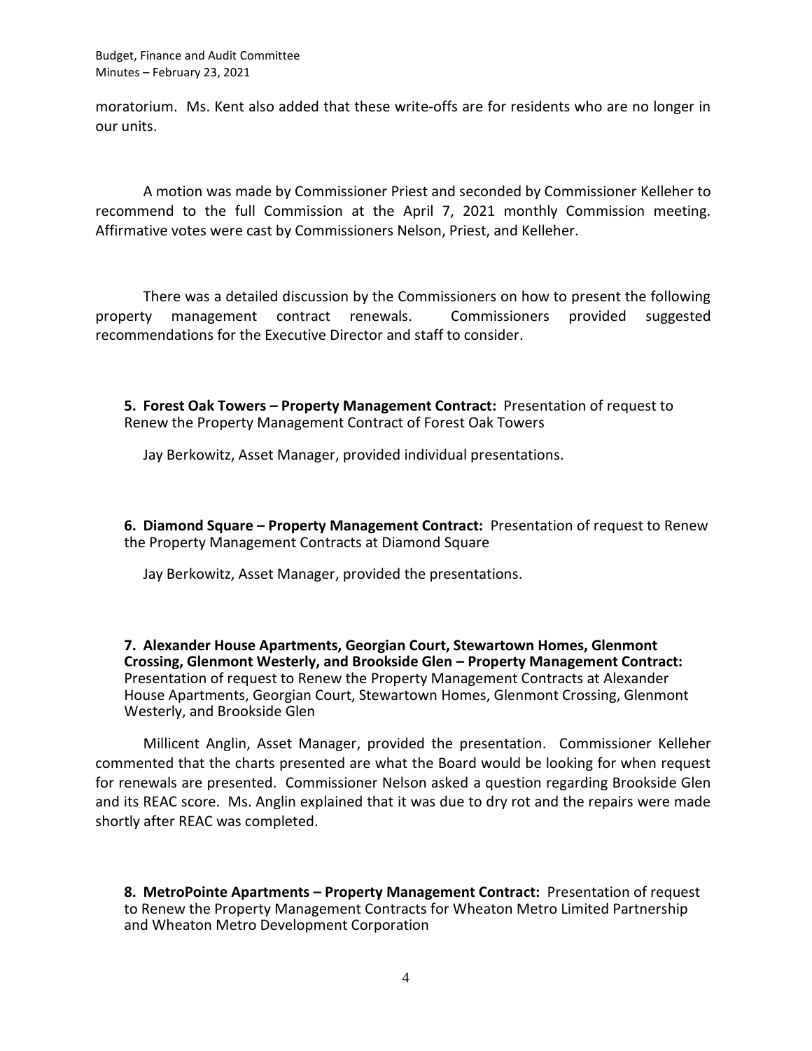moratorium. Ms. Kent also added that these write-offs are for residents who are no longer in our units.

A motion was made by Commissioner Priest and seconded by Commissioner Kelleher to recommend to the full Commission at the April 7, 2021 monthly Commission meeting. Affirmative votes were cast by Commissioners Nelson, Priest, and Kelleher.

There was a detailed discussion by the Commissioners on how to present the following property management contract renewals. Commissioners provided suggested recommendations for the Executive Director and staff to consider.

**5. Forest Oak Towers – Property Management Contract:** Presentation of request to Renew the Property Management Contract of Forest Oak Towers

Jay Berkowitz, Asset Manager, provided individual presentations.

**6. Diamond Square – Property Management Contract:** Presentation of request to Renew the Property Management Contracts at Diamond Square

Jay Berkowitz, Asset Manager, provided the presentations.

**7. Alexander House Apartments, Georgian Court, Stewartown Homes, Glenmont Crossing, Glenmont Westerly, and Brookside Glen – Property Management Contract:** Presentation of request to Renew the Property Management Contracts at Alexander House Apartments, Georgian Court, Stewartown Homes, Glenmont Crossing, Glenmont Westerly, and Brookside Glen

Millicent Anglin, Asset Manager, provided the presentation. Commissioner Kelleher commented that the charts presented are what the Board would be looking for when request for renewals are presented. Commissioner Nelson asked a question regarding Brookside Glen and its REAC score. Ms. Anglin explained that it was due to dry rot and the repairs were made shortly after REAC was completed.

**8. MetroPointe Apartments – Property Management Contract:** Presentation of request to Renew the Property Management Contracts for Wheaton Metro Limited Partnership and Wheaton Metro Development Corporation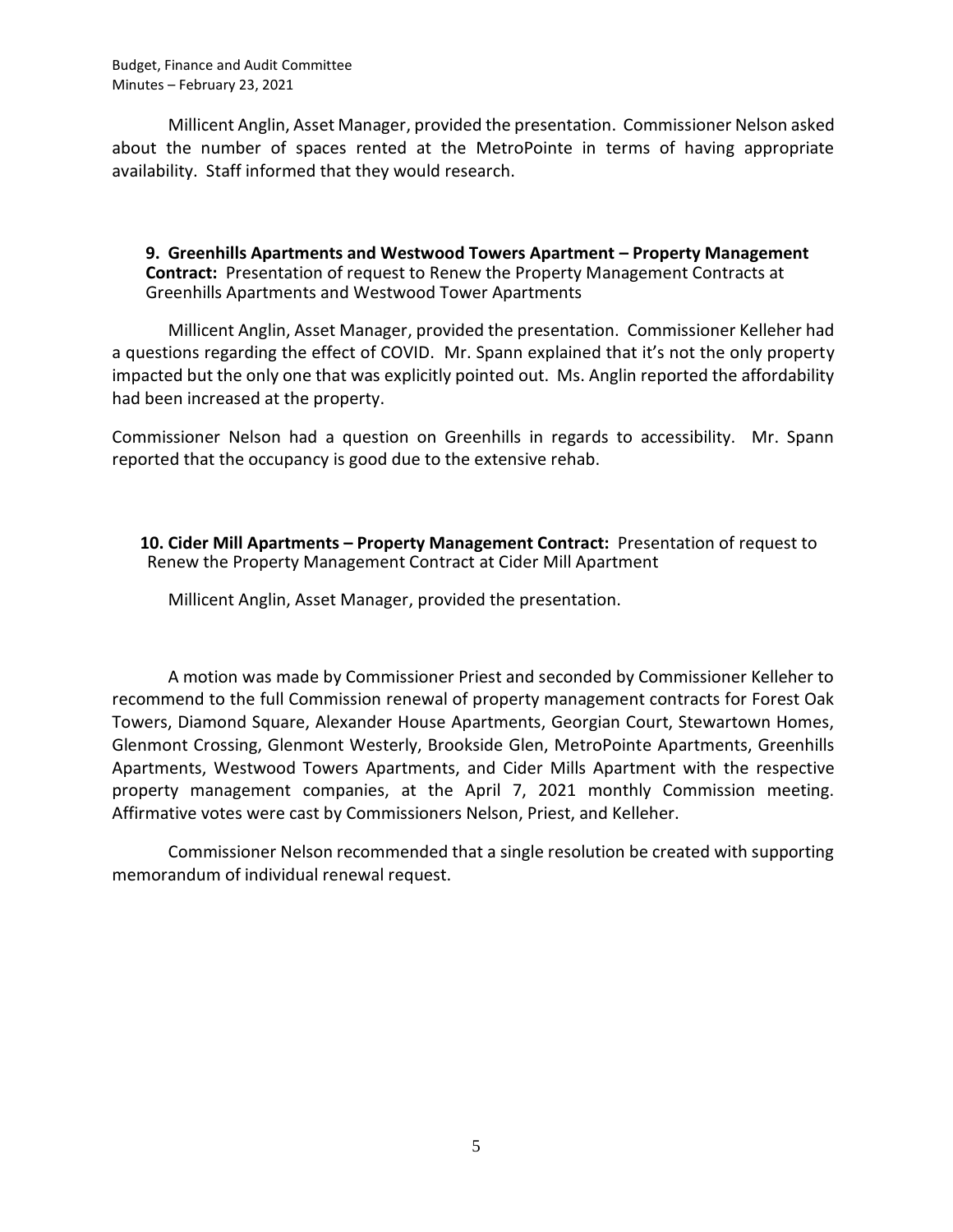Millicent Anglin, Asset Manager, provided the presentation. Commissioner Nelson asked about the number of spaces rented at the MetroPointe in terms of having appropriate availability. Staff informed that they would research.

**9. Greenhills Apartments and Westwood Towers Apartment – Property Management Contract:** Presentation of request to Renew the Property Management Contracts at Greenhills Apartments and Westwood Tower Apartments

Millicent Anglin, Asset Manager, provided the presentation. Commissioner Kelleher had a questions regarding the effect of COVID. Mr. Spann explained that it's not the only property impacted but the only one that was explicitly pointed out. Ms. Anglin reported the affordability had been increased at the property.

Commissioner Nelson had a question on Greenhills in regards to accessibility. Mr. Spann reported that the occupancy is good due to the extensive rehab.

**10. Cider Mill Apartments – Property Management Contract:** Presentation of request to Renew the Property Management Contract at Cider Mill Apartment

Millicent Anglin, Asset Manager, provided the presentation.

A motion was made by Commissioner Priest and seconded by Commissioner Kelleher to recommend to the full Commission renewal of property management contracts for Forest Oak Towers, Diamond Square, Alexander House Apartments, Georgian Court, Stewartown Homes, Glenmont Crossing, Glenmont Westerly, Brookside Glen, MetroPointe Apartments, Greenhills Apartments, Westwood Towers Apartments, and Cider Mills Apartment with the respective property management companies, at the April 7, 2021 monthly Commission meeting. Affirmative votes were cast by Commissioners Nelson, Priest, and Kelleher.

Commissioner Nelson recommended that a single resolution be created with supporting memorandum of individual renewal request.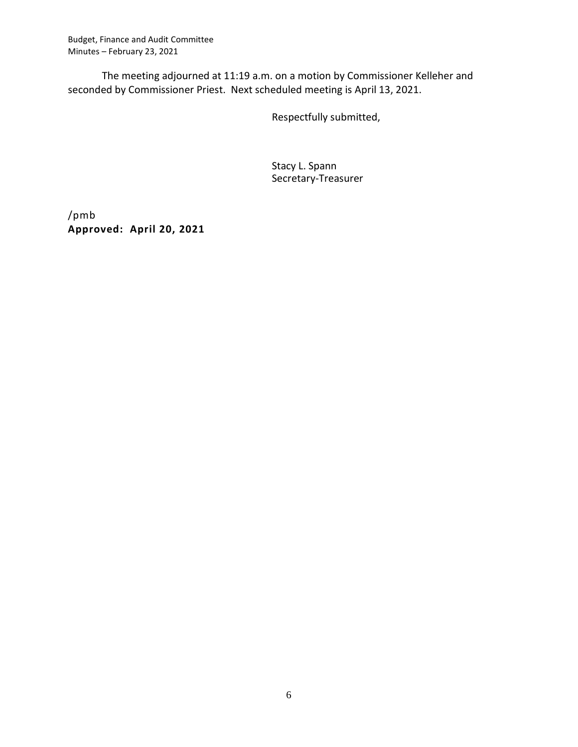The meeting adjourned at 11:19 a.m. on a motion by Commissioner Kelleher and seconded by Commissioner Priest. Next scheduled meeting is April 13, 2021.

Respectfully submitted,

Stacy L. Spann
Secretary-Treasurer

/pmb
**Approved: April 20, 2021**